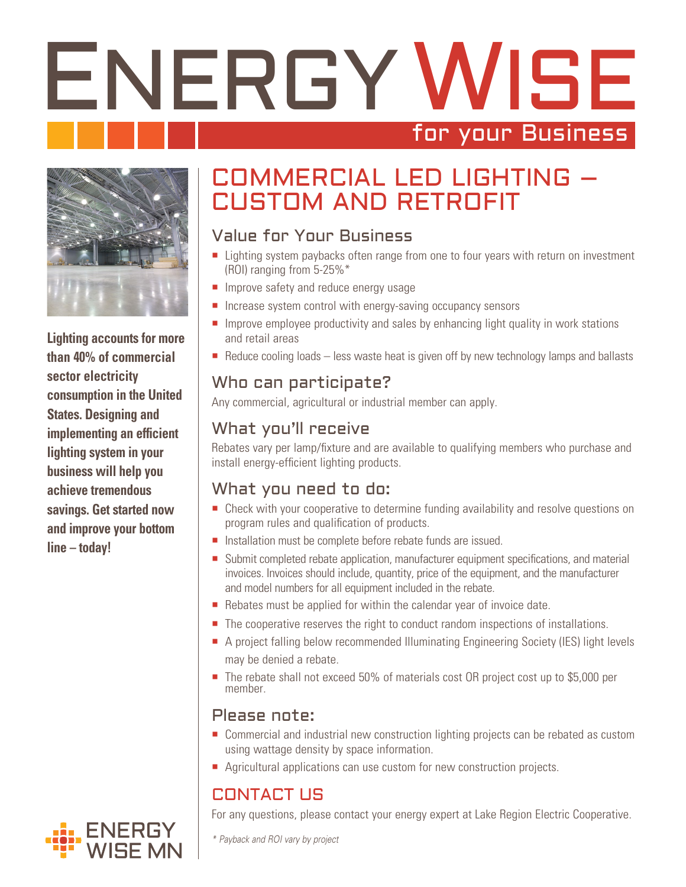# ENERGY WISE

## for your Business

**Lighting accounts for more than 40% of commercial sector electricity consumption in the United States. Designing and implementing an efficient lighting system in your business will help you achieve tremendous savings. Get started now and improve your bottom line – today!**

## COMMERCIAL LED LIGHTING – CUSTOM AND RETROFIT

### Value for Your Business

- Lighting system paybacks often range from one to four years with return on investment (ROI) ranging from 5-25%*
- Improve safety and reduce energy usage
- Increase system control with energy-saving occupancy sensors
- Improve employee productivity and sales by enhancing light quality in work stations and retail areas
- Reduce cooling loads – less waste heat is given off by new technology lamps and ballasts

### Who can participate?

Any commercial, agricultural or industrial member can apply.

### What you'll receive

Rebates vary per lamp/fixture and are available to qualifying members who purchase and install energy-efficient lighting products.

### What you need to do:

- Check with your cooperative to determine funding availability and resolve questions on program rules and qualification of products.
- Installation must be complete before rebate funds are issued.
- Submit completed rebate application, manufacturer equipment specifications, and material invoices. Invoices should include, quantity, price of the equipment, and the manufacturer and model numbers for all equipment included in the rebate.
- Rebates must be applied for within the calendar year of invoice date.
- The cooperative reserves the right to conduct random inspections of installations.
- A project falling below recommended Illuminating Engineering Society (IES) light levels may be denied a rebate.
- The rebate shall not exceed 50% of materials cost OR project cost up to $5,000 per member.

### Please note:

- Commercial and industrial new construction lighting projects can be rebated as custom using wattage density by space information.
- Agricultural applications can use custom for new construction projects.

## CONTACT US

For any questions, please contact your energy expert at Lake Region Electric Cooperative.

*\* Payback and ROI vary by project*

ENERGY WISE MN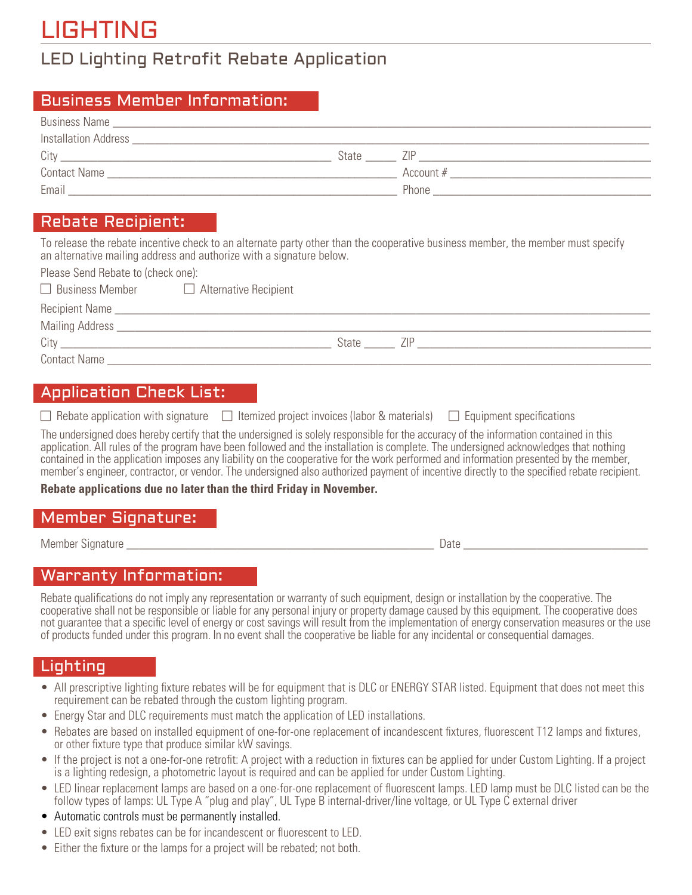# LIGHTING

## LED Lighting Retrofit Rebate Application

### Business Member Information:

Business Name ______________________________________________

Installation Address ______________________________________________

City ______________________ State _____ ZIP ______________________

Contact Name ______________________ Account # ______________________

Email ______________________ Phone ______________________

### Rebate Recipient:

To release the rebate incentive check to an alternate party other than the cooperative business member, the member must specify an alternative mailing address and authorize with a signature below.

Please Send Rebate to (check one):

☐ Business Member ☐ Alternative Recipient

Recipient Name ______________________________________________

Mailing Address ______________________________________________

City ______________________ State _____ ZIP ______________________

Contact Name ______________________________________________

### Application Check List:

☐ Rebate application with signature ☐ Itemized project invoices (labor & materials) ☐ Equipment specifications

The undersigned does hereby certify that the undersigned is solely responsible for the accuracy of the information contained in this application. All rules of the program have been followed and the installation is complete. The undersigned acknowledges that nothing contained in the application imposes any liability on the cooperative for the work performed and information presented by the member, member's engineer, contractor, or vendor. The undersigned also authorized payment of incentive directly to the specified rebate recipient.

**Rebate applications due no later than the third Friday in November.**

### Member Signature:

Member Signature ______________________________ Date ______________________

### Warranty Information:

Rebate qualifications do not imply any representation or warranty of such equipment, design or installation by the cooperative. The cooperative shall not be responsible or liable for any personal injury or property damage caused by this equipment. The cooperative does not guarantee that a specific level of energy or cost savings will result from the implementation of energy conservation measures or the use of products funded under this program. In no event shall the cooperative be liable for any incidental or consequential damages.

### Lighting

- All prescriptive lighting fixture rebates will be for equipment that is DLC or ENERGY STAR listed. Equipment that does not meet this requirement can be rebated through the custom lighting program.
- Energy Star and DLC requirements must match the application of LED installations.
- Rebates are based on installed equipment of one-for-one replacement of incandescent fixtures, fluorescent T12 lamps and fixtures, or other fixture type that produce similar kW savings.
- If the project is not a one-for-one retrofit: A project with a reduction in fixtures can be applied for under Custom Lighting. If a project is a lighting redesign, a photometric layout is required and can be applied for under Custom Lighting.
- LED linear replacement lamps are based on a one-for-one replacement of fluorescent lamps. LED lamp must be DLC listed can be the follow types of lamps: UL Type A "plug and play", UL Type B internal-driver/line voltage, or UL Type C external driver
- Automatic controls must be permanently installed.
- LED exit signs rebates can be for incandescent or fluorescent to LED.
- Either the fixture or the lamps for a project will be rebated; not both.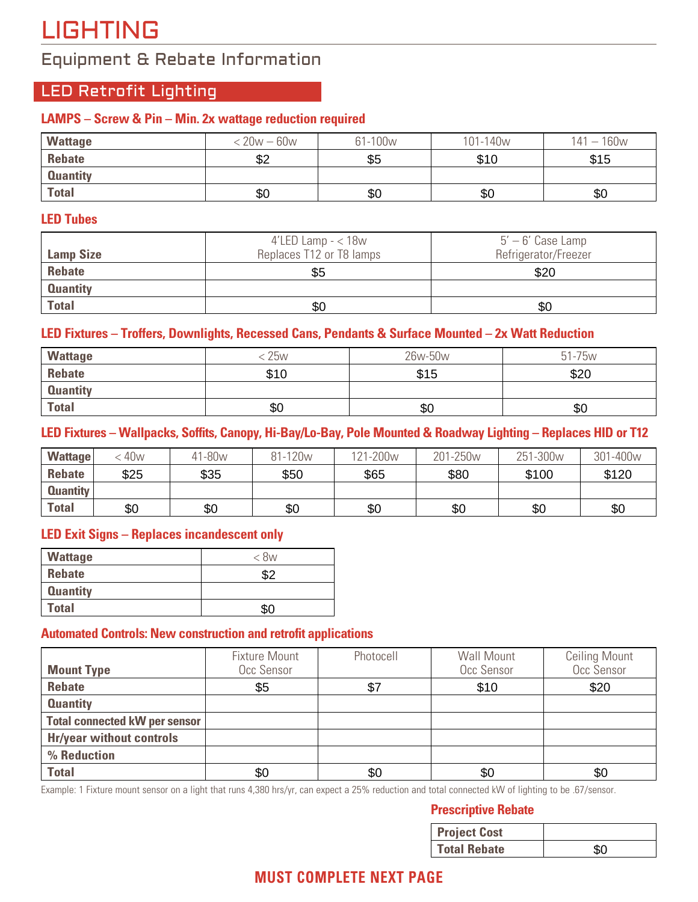# LIGHTING

## Equipment & Rebate Information

### LED Retrofit Lighting

#### LAMPS – Screw & Pin – Min. 2x wattage reduction required

| Wattage | < 20w – 60w | 61-100w | 101-140w | 141 – 160w |
|---|---|---|---|---|
| Rebate | $2 | $5 | $10 | $15 |
| Quantity | | | | |
| Total | $0 | $0 | $0 | $0 |

#### LED Tubes

| Lamp Size | 4'LED Lamp - < 18w Replaces T12 or T8 lamps | 5' – 6' Case Lamp Refrigerator/Freezer |
|---|---|---|
| Rebate | $5 | $20 |
| Quantity | | |
| Total | $0 | $0 |

#### LED Fixtures – Troffers, Downlights, Recessed Cans, Pendants & Surface Mounted – 2x Watt Reduction

| Wattage | < 25w | 26w-50w | 51-75w |
|---|---|---|---|
| Rebate | $10 | $15 | $20 |
| Quantity | | | |
| Total | $0 | $0 | $0 |

#### LED Fixtures – Wallpacks, Soffits, Canopy, Hi-Bay/Lo-Bay, Pole Mounted & Roadway Lighting – Replaces HID or T12

| Wattage | < 40w | 41-80w | 81-120w | 121-200w | 201-250w | 251-300w | 301-400w |
|---|---|---|---|---|---|---|---|
| Rebate | $25 | $35 | $50 | $65 | $80 | $100 | $120 |
| Quantity | | | | | | | |
| Total | $0 | $0 | $0 | $0 | $0 | $0 | $0 |

#### LED Exit Signs – Replaces incandescent only

| Wattage | < 8w |
|---|---|
| Rebate | $2 |
| Quantity | |
| Total | $0 |

#### Automated Controls: New construction and retrofit applications

| Mount Type | Fixture Mount Occ Sensor | Photocell | Wall Mount Occ Sensor | Ceiling Mount Occ Sensor |
|---|---|---|---|---|
| Rebate | $5 | $7 | $10 | $20 |
| Quantity | | | | |
| Total connected kW per sensor | | | | |
| Hr/year without controls | | | | |
| % Reduction | | | | |
| Total | $0 | $0 | $0 | $0 |

Example: 1 Fixture mount sensor on a light that runs 4,380 hrs/yr, can expect a 25% reduction and total connected kW of lighting to be .67/sensor.

#### Prescriptive Rebate

| Project Cost | |
|---|---|
| Total Rebate | $0 |

**MUST COMPLETE NEXT PAGE**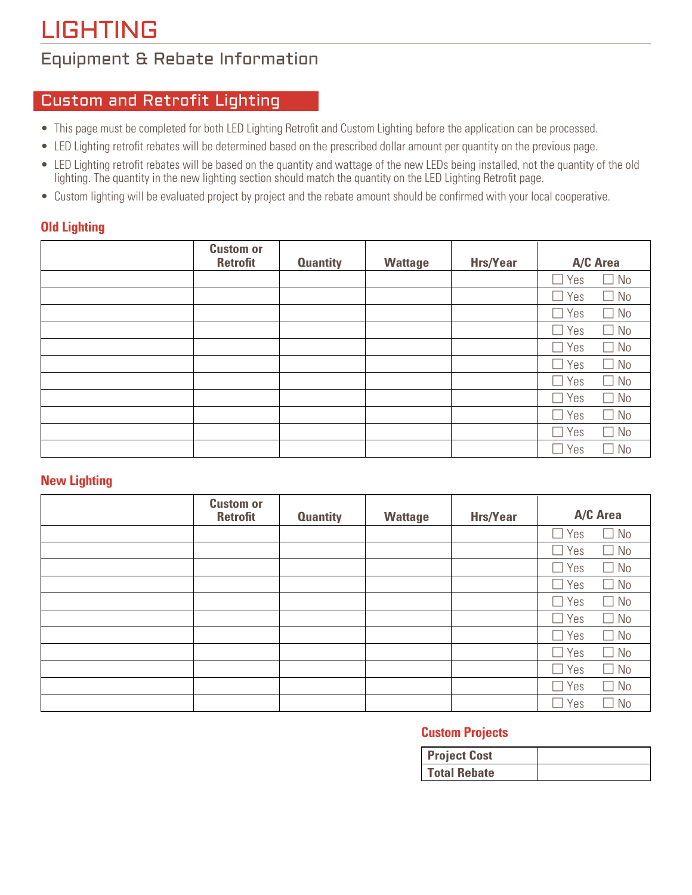# LIGHTING

## Equipment & Rebate Information

### Custom and Retrofit Lighting

- This page must be completed for both LED Lighting Retrofit and Custom Lighting before the application can be processed.
- LED Lighting retrofit rebates will be determined based on the prescribed dollar amount per quantity on the previous page.
- LED Lighting retrofit rebates will be based on the quantity and wattage of the new LEDs being installed, not the quantity of the old lighting. The quantity in the new lighting section should match the quantity on the LED Lighting Retrofit page.
- Custom lighting will be evaluated project by project and the rebate amount should be confirmed with your local cooperative.

**Old Lighting**

| | Custom or Retrofit | Quantity | Wattage | Hrs/Year | A/C Area |
|---|---|---|---|---|---|
| | | | | | ☐ Yes ☐ No |
| | | | | | ☐ Yes ☐ No |
| | | | | | ☐ Yes ☐ No |
| | | | | | ☐ Yes ☐ No |
| | | | | | ☐ Yes ☐ No |
| | | | | | ☐ Yes ☐ No |
| | | | | | ☐ Yes ☐ No |
| | | | | | ☐ Yes ☐ No |
| | | | | | ☐ Yes ☐ No |
| | | | | | ☐ Yes ☐ No |
| | | | | | ☐ Yes ☐ No |

**New Lighting**

| | Custom or Retrofit | Quantity | Wattage | Hrs/Year | A/C Area |
|---|---|---|---|---|---|
| | | | | | ☐ Yes ☐ No |
| | | | | | ☐ Yes ☐ No |
| | | | | | ☐ Yes ☐ No |
| | | | | | ☐ Yes ☐ No |
| | | | | | ☐ Yes ☐ No |
| | | | | | ☐ Yes ☐ No |
| | | | | | ☐ Yes ☐ No |
| | | | | | ☐ Yes ☐ No |
| | | | | | ☐ Yes ☐ No |
| | | | | | ☐ Yes ☐ No |
| | | | | | ☐ Yes ☐ No |

**Custom Projects**

| | |
|---|---|
| **Project Cost** | |
| **Total Rebate** | |